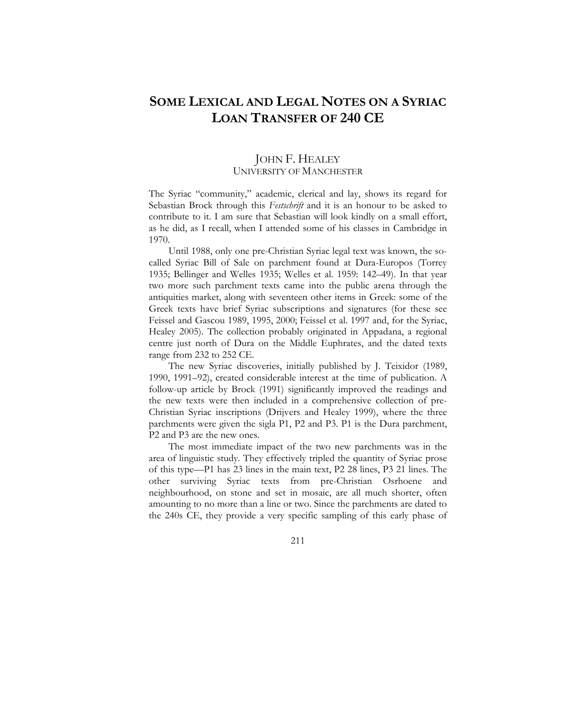# SOME LEXICAL AND LEGAL NOTES ON A SYRIAC LOAN TRANSFER OF 240 CE

JOHN F. HEALEY
UNIVERSITY OF MANCHESTER

The Syriac "community," academic, clerical and lay, shows its regard for Sebastian Brock through this *Festschrift* and it is an honour to be asked to contribute to it. I am sure that Sebastian will look kindly on a small effort, as he did, as I recall, when I attended some of his classes in Cambridge in 1970.

Until 1988, only one pre-Christian Syriac legal text was known, the so-called Syriac Bill of Sale on parchment found at Dura-Europos (Torrey 1935; Bellinger and Welles 1935; Welles et al. 1959: 142–49). In that year two more such parchment texts came into the public arena through the antiquities market, along with seventeen other items in Greek: some of the Greek texts have brief Syriac subscriptions and signatures (for these see Feissel and Gascou 1989, 1995, 2000; Feissel et al. 1997 and, for the Syriac, Healey 2005). The collection probably originated in Appadana, a regional centre just north of Dura on the Middle Euphrates, and the dated texts range from 232 to 252 CE.

The new Syriac discoveries, initially published by J. Teixidor (1989, 1990, 1991–92), created considerable interest at the time of publication. A follow-up article by Brock (1991) significantly improved the readings and the new texts were then included in a comprehensive collection of pre-Christian Syriac inscriptions (Drijvers and Healey 1999), where the three parchments were given the sigla P1, P2 and P3. P1 is the Dura parchment, P2 and P3 are the new ones.

The most immediate impact of the two new parchments was in the area of linguistic study. They effectively tripled the quantity of Syriac prose of this type—P1 has 23 lines in the main text, P2 28 lines, P3 21 lines. The other surviving Syriac texts from pre-Christian Osrhoene and neighbourhood, on stone and set in mosaic, are all much shorter, often amounting to no more than a line or two. Since the parchments are dated to the 240s CE, they provide a very specific sampling of this early phase of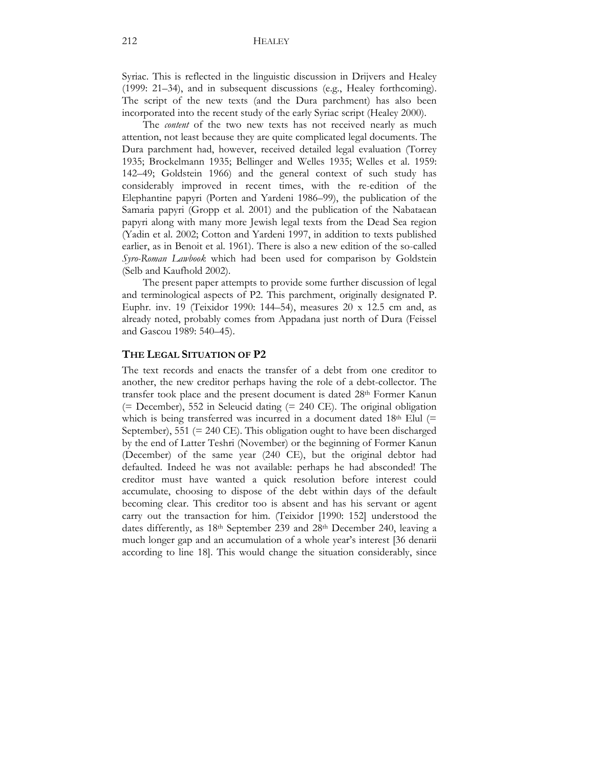Syriac. This is reflected in the linguistic discussion in Drijvers and Healey (1999: 21–34), and in subsequent discussions (e.g., Healey forthcoming). The script of the new texts (and the Dura parchment) has also been incorporated into the recent study of the early Syriac script (Healey 2000).

The *content* of the two new texts has not received nearly as much attention, not least because they are quite complicated legal documents. The Dura parchment had, however, received detailed legal evaluation (Torrey 1935; Brockelmann 1935; Bellinger and Welles 1935; Welles et al. 1959: 142–49; Goldstein 1966) and the general context of such study has considerably improved in recent times, with the re-edition of the Elephantine papyri (Porten and Yardeni 1986–99), the publication of the Samaria papyri (Gropp et al. 2001) and the publication of the Nabataean papyri along with many more Jewish legal texts from the Dead Sea region (Yadin et al. 2002; Cotton and Yardeni 1997, in addition to texts published earlier, as in Benoit et al. 1961). There is also a new edition of the so-called *Syro-Roman Lawbook* which had been used for comparison by Goldstein (Selb and Kaufhold 2002).

The present paper attempts to provide some further discussion of legal and terminological aspects of P2. This parchment, originally designated P. Euphr. inv. 19 (Teixidor 1990: 144–54), measures 20 x 12.5 cm and, as already noted, probably comes from Appadana just north of Dura (Feissel and Gascou 1989: 540–45).

## THE LEGAL SITUATION OF P2

The text records and enacts the transfer of a debt from one creditor to another, the new creditor perhaps having the role of a debt-collector. The transfer took place and the present document is dated 28th Former Kanun (= December), 552 in Seleucid dating (= 240 CE). The original obligation which is being transferred was incurred in a document dated 18th Elul (= September), 551 (= 240 CE). This obligation ought to have been discharged by the end of Latter Teshri (November) or the beginning of Former Kanun (December) of the same year (240 CE), but the original debtor had defaulted. Indeed he was not available: perhaps he had absconded! The creditor must have wanted a quick resolution before interest could accumulate, choosing to dispose of the debt within days of the default becoming clear. This creditor too is absent and has his servant or agent carry out the transaction for him. (Teixidor [1990: 152] understood the dates differently, as 18th September 239 and 28th December 240, leaving a much longer gap and an accumulation of a whole year's interest [36 denarii according to line 18]. This would change the situation considerably, since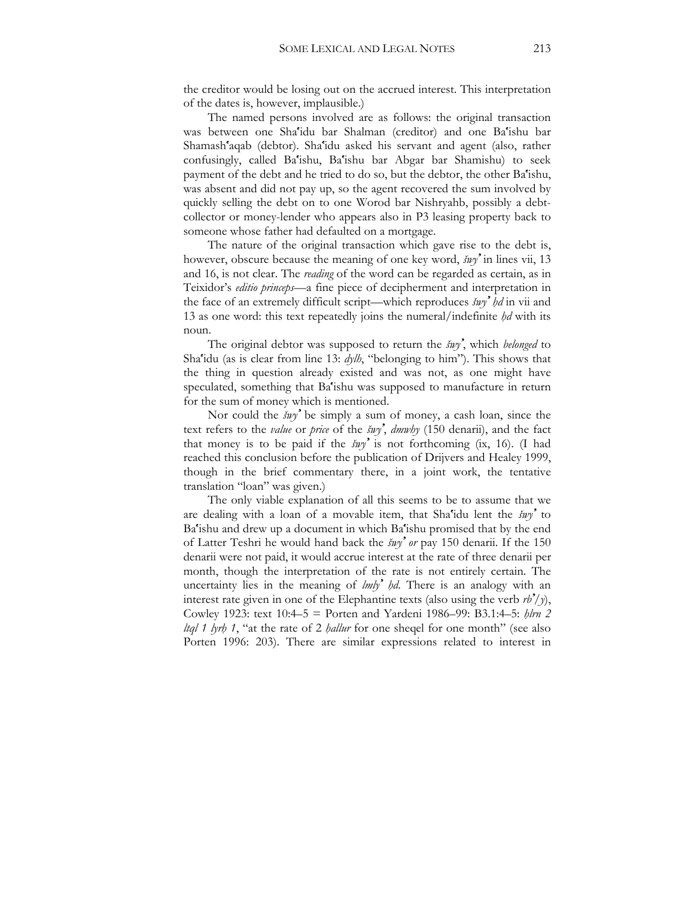the creditor would be losing out on the accrued interest. This interpretation of the dates is, however, implausible.)

The named persons involved are as follows: the original transaction was between one Shaʿidu bar Shalman (creditor) and one Baʿishu bar Shamashʿaqab (debtor). Shaʿidu asked his servant and agent (also, rather confusingly, called Baʿishu, Baʿishu bar Abgar bar Shamishu) to seek payment of the debt and he tried to do so, but the debtor, the other Baʿishu, was absent and did not pay up, so the agent recovered the sum involved by quickly selling the debt on to one Worod bar Nishryahb, possibly a debt-collector or money-lender who appears also in P3 leasing property back to someone whose father had defaulted on a mortgage.

The nature of the original transaction which gave rise to the debt is, however, obscure because the meaning of one key word, *šwyʾ* in lines vii, 13 and 16, is not clear. The *reading* of the word can be regarded as certain, as in Teixidor's *editio princeps*—a fine piece of decipherment and interpretation in the face of an extremely difficult script—which reproduces *šwyʾ ḥd* in vii and 13 as one word: this text repeatedly joins the numeral/indefinite *ḥd* with its noun.

The original debtor was supposed to return the *šwyʾ*, which *belonged* to Shaʿidu (as is clear from line 13: *dylh*, "belonging to him"). This shows that the thing in question already existed and was not, as one might have speculated, something that Baʿishu was supposed to manufacture in return for the sum of money which is mentioned.

Nor could the *šwyʾ* be simply a sum of money, a cash loan, since the text refers to the *value* or *price* of the *šwyʾ*, *dmwhy* (150 denarii), and the fact that money is to be paid if the *šwyʾ* is not forthcoming (ix, 16). (I had reached this conclusion before the publication of Drijvers and Healey 1999, though in the brief commentary there, in a joint work, the tentative translation "loan" was given.)

The only viable explanation of all this seems to be to assume that we are dealing with a loan of a movable item, that Shaʿidu lent the *šwyʾ* to Baʿishu and drew up a document in which Baʿishu promised that by the end of Latter Teshri he would hand back the *šwyʾ or* pay 150 denarii. If the 150 denarii were not paid, it would accrue interest at the rate of three denarii per month, though the interpretation of the rate is not entirely certain. The uncertainty lies in the meaning of *lmlyʾ ḥd*. There is an analogy with an interest rate given in one of the Elephantine texts (also using the verb *rbʾ/y*), Cowley 1923: text 10:4–5 = Porten and Yardeni 1986–99: B3.1:4–5: *ḥlrn 2 ltql 1 lyrḥ 1*, "at the rate of 2 *ḥallur* for one sheqel for one month" (see also Porten 1996: 203). There are similar expressions related to interest in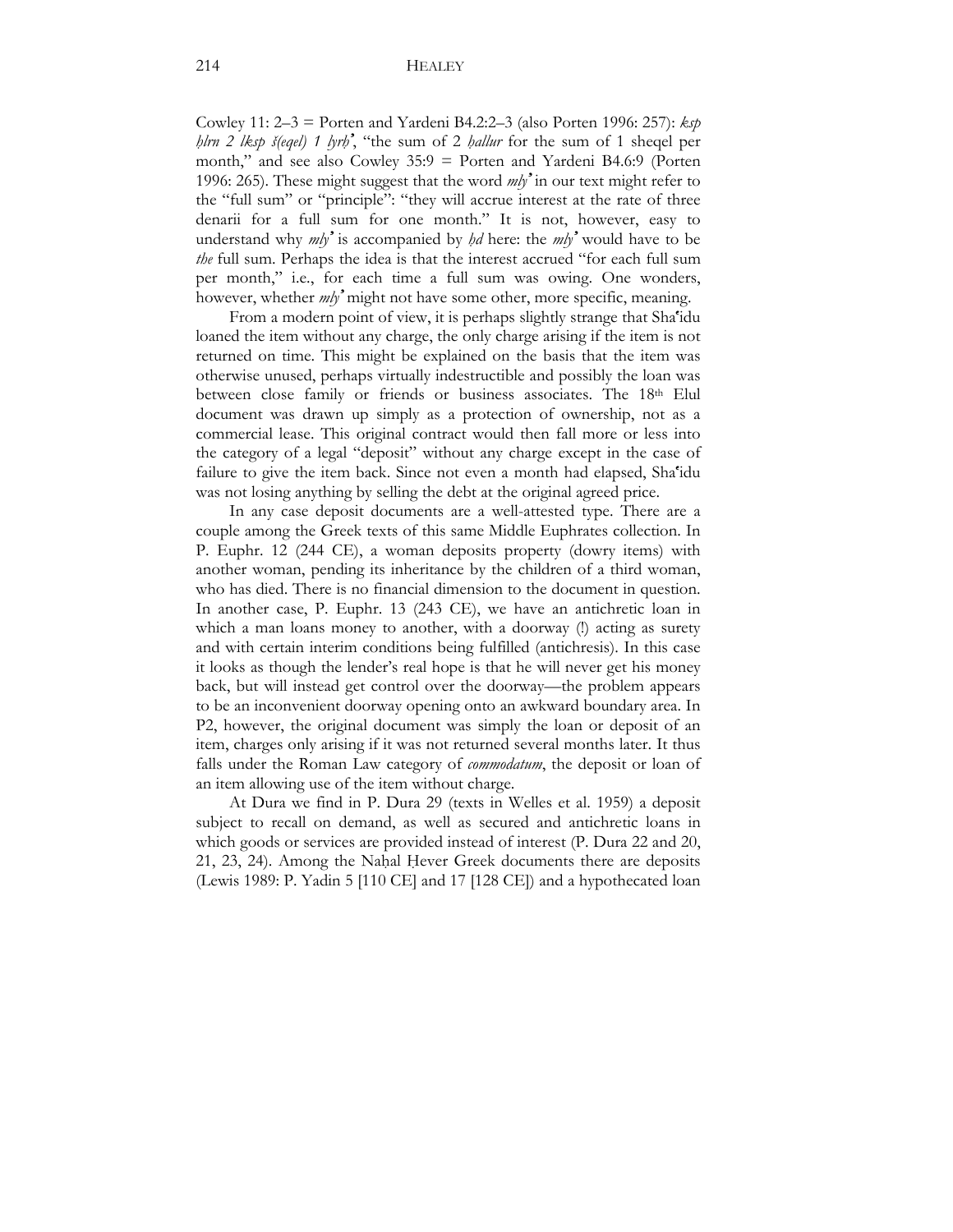Cowley 11: 2–3 = Porten and Yardeni B4.2:2–3 (also Porten 1996: 257): *ksp ḥlrn 2 lksp š(eqel) 1 lyrḥʾ*, "the sum of 2 *ḥallur* for the sum of 1 sheqel per month," and see also Cowley 35:9 = Porten and Yardeni B4.6:9 (Porten 1996: 265). These might suggest that the word *mlyʾ* in our text might refer to the "full sum" or "principle": "they will accrue interest at the rate of three denarii for a full sum for one month." It is not, however, easy to understand why *mlyʾ* is accompanied by *ḥd* here: the *mlyʾ* would have to be *the* full sum. Perhaps the idea is that the interest accrued "for each full sum per month," i.e., for each time a full sum was owing. One wonders, however, whether *mlyʾ* might not have some other, more specific, meaning.

From a modern point of view, it is perhaps slightly strange that Shaʿidu loaned the item without any charge, the only charge arising if the item is not returned on time. This might be explained on the basis that the item was otherwise unused, perhaps virtually indestructible and possibly the loan was between close family or friends or business associates. The 18th Elul document was drawn up simply as a protection of ownership, not as a commercial lease. This original contract would then fall more or less into the category of a legal "deposit" without any charge except in the case of failure to give the item back. Since not even a month had elapsed, Shaʿidu was not losing anything by selling the debt at the original agreed price.

In any case deposit documents are a well-attested type. There are a couple among the Greek texts of this same Middle Euphrates collection. In P. Euphr. 12 (244 CE), a woman deposits property (dowry items) with another woman, pending its inheritance by the children of a third woman, who has died. There is no financial dimension to the document in question. In another case, P. Euphr. 13 (243 CE), we have an antichretic loan in which a man loans money to another, with a doorway (!) acting as surety and with certain interim conditions being fulfilled (antichresis). In this case it looks as though the lender's real hope is that he will never get his money back, but will instead get control over the doorway—the problem appears to be an inconvenient doorway opening onto an awkward boundary area. In P2, however, the original document was simply the loan or deposit of an item, charges only arising if it was not returned several months later. It thus falls under the Roman Law category of *commodatum*, the deposit or loan of an item allowing use of the item without charge.

At Dura we find in P. Dura 29 (texts in Welles et al. 1959) a deposit subject to recall on demand, as well as secured and antichretic loans in which goods or services are provided instead of interest (P. Dura 22 and 20, 21, 23, 24). Among the Naḥal Ḥever Greek documents there are deposits (Lewis 1989: P. Yadin 5 [110 CE] and 17 [128 CE]) and a hypothecated loan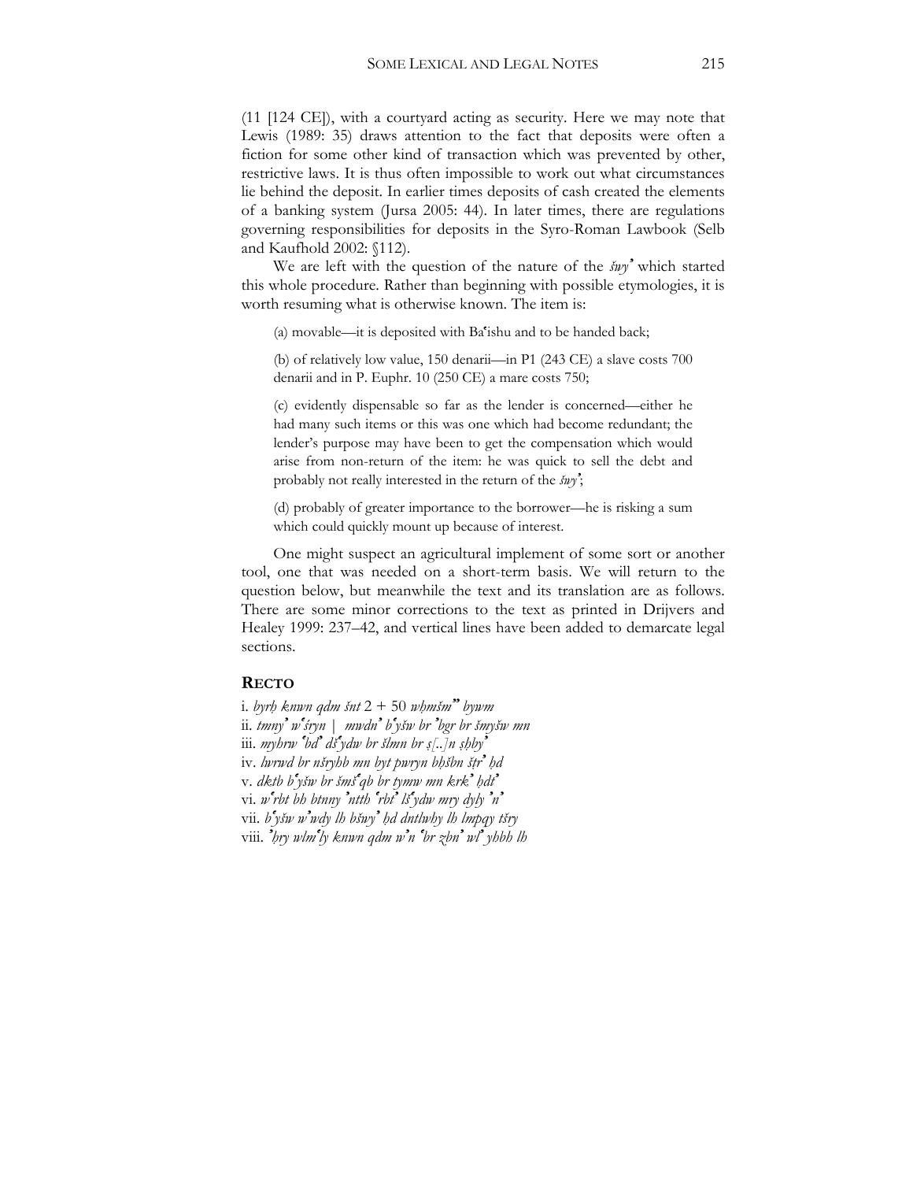(11 [124 CE]), with a courtyard acting as security. Here we may note that Lewis (1989: 35) draws attention to the fact that deposits were often a fiction for some other kind of transaction which was prevented by other, restrictive laws. It is thus often impossible to work out what circumstances lie behind the deposit. In earlier times deposits of cash created the elements of a banking system (Jursa 2005: 44). In later times, there are regulations governing responsibilities for deposits in the Syro-Roman Lawbook (Selb and Kaufhold 2002: §112).

We are left with the question of the nature of the *šwyʾ* which started this whole procedure. Rather than beginning with possible etymologies, it is worth resuming what is otherwise known. The item is:

(a) movable—it is deposited with Baʿishu and to be handed back;

(b) of relatively low value, 150 denarii—in P1 (243 CE) a slave costs 700 denarii and in P. Euphr. 10 (250 CE) a mare costs 750;

(c) evidently dispensable so far as the lender is concerned—either he had many such items or this was one which had become redundant; the lender's purpose may have been to get the compensation which would arise from non-return of the item: he was quick to sell the debt and probably not really interested in the return of the *šwyʾ*;

(d) probably of greater importance to the borrower—he is risking a sum which could quickly mount up because of interest.

One might suspect an agricultural implement of some sort or another tool, one that was needed on a short-term basis. We will return to the question below, but meanwhile the text and its translation are as follows. There are some minor corrections to the text as printed in Drijvers and Healey 1999: 237–42, and vertical lines have been added to demarcate legal sections.

## Recto

i. *byrḥ knwn qdm šnt* 2 + 50 *wḥmšmʾʾ bywm*
ii. *tmnyʾ wʿšryn | mwdnʾ bʿyšw br ʾbgr br šmyšw mn*
iii. *myhrw ʿbdʾ dšʿydw br šlmn br ṣ[..]n ṣḥbyʾ*
iv. *lwrwd br nšryhb mn byt pwryn bḥšbn štrʾ ḥd*
v. *dktb bʿyšw br šmšʿqb br tymw mn krkʾ ḥdtʾ*
vi. *wʿrbt bh btnny ʾntth ʿrbtʾ lšʿydw mry dyly ʾnʾ*
vii. *bʿyšw wʾwdy lh bšwyʾ ḥd dntlwhy lh lmpqy tšry*
viii. *ʾḥry wlmʿly knwn qdm wʾn ʿbr zbnʾ wlʾ yhbh lh*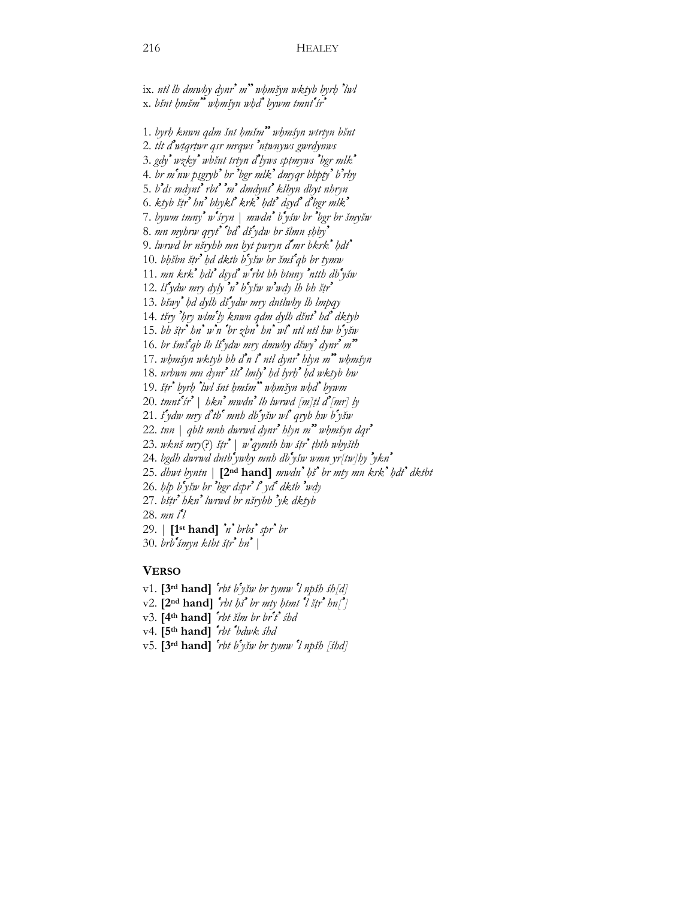ix. *ntl lh dmwhy dynrʾ mʾʾ wḥmšyn wktyb byrḥ ʾlwl*
x. *bšnt ḥmšmʾʾ wḥmšyn wḥdʾ bywm tmntʿšrʾ*

1. *byrḥ knwn qdm šnt ḥmšmʾʾ wḥmšyn wtrtyn bšnt*
2. *tlt dʾwtqrṭwr qsr mrqws ʾntwnyws gwrdynws*
3. *gdyʾ wzkyʾ wbšnt trtyn dʾlyws spṭmyws ʾbgr mlkʾ*
4. *br mʿnw psgrybʾ br ʾbgr mlkʾ dmyqr bhpṭyʾ bʾrhy*
5. *bʾds mdyntʾ rbtʾ ʾmʾ dmdyntʾ klhyn dbyt nhryn*
6. *ktyb šṭrʾ hnʾ bhyklʾ krkʾ ḥdtʾ dṣydʾ dʾbgr mlkʾ*
7. *bywm tmnyʾ wʿšryn | mwdnʾ bʿyšw br ʾbgr br šmyšw*
8. *mn myhrw qrytʾ ʿbdʾ dšʿydw br šlmn ṣḥbyʾ*
9. *lwrwd br nšryhb mn byt pwryn dʿmr bkrkʾ ḥdtʾ*
10. *bḥšbn šṭrʾ ḥd dktb bʿyšw br šmšʿqb br tymw*
11. *mn krkʾ ḥdtʾ dṣydʾ wʿrbt bh btnnyʾ ʾntth dbʿyšw*
12. *lšʿydw mry dyly ʾnʾ bʿyšw wʾwdy lh bh šṭrʾ*
13. *bšwyʾ ḥd dylh dšʿydw mry dntlwhy lh lmpqy*
14. *tšry ʾḥry wlmʿly knwn qdm dylh dšntʾ hdʾ dktyb*
15. *bh šṭrʾ hnʾ wʾn ʿbr zbnʾ hnʾ wlʾ ntl ntl hw bʿyšw*
16. *br šmšʿqb lh lšʿydw mry dmwhy dšwyʾ dynrʾ mʾʾ*
17. *wḥmšyn wktyb bh dʾn lʾ ntl dynrʾ hlyn mʾʾ wḥmšyn*
18. *nrbwn mn dynrʾ tltʾ lmlyʾ ḥd lyrḥʾ ḥd wktyb hw*
19. *šṭrʾ byrḥ ʾlwl šnt ḥmšmʾʾ wḥmšyn wḥdʾ bywm*
20. *tmntʿšrʾ | hknʾ mwdnʾ lh lwrwd [m]tl dʾ[mr] ly*
21. *šʿydw mry dʾtbʿ mnh dbʿyšw wlʾ qryb hw bʿyšw*
22. *tnn | qblt mnh dwrwd dynrʾ hlyn mʾʾ wḥmšyn dqrʾ*
23. *wknš mry*(?) *šṭrʾ | wʾqymth hw šṭrʾ ṭbth wbyšth*
24. *bgdh dwrwd dntbʿywhy mnh dbʿyšw wmn yr[tw]hy ʾyknʾ*
25. *dhwt byntn |* **[2nd hand]** *mwdnʾ ḥšʾ br mty mn krkʾ ḥdtʾ dktbt*
26. *ḥlp bʿyšw br ʾbgr dspr ʾ lʾ ydʿ dktb ʾwdy*
27. *bšṭrʾ hknʾ lwrwd br nšryhb ʾyk dktyb*
28. *mn lʿl*
29. | **[1st hand]** *ʾnʾ brbsʾ sprʾ br*
30. *brbʿšmyn ktbt šṭrʾ hnʾ |*

## VERSO

v1. **[3rd hand]** *ʿrbt bʿyšw br tymw ʿl npšh śh[d]*
v2. **[2nd hand]** *ʿrbt ḥšʾ br mty ḥtmt ʿl šṭrʾ hn[ʾ]*
v3. **[4th hand]** *ʿrbt šlm br brʿtʾ śhd*
v4. **[5th hand]** *ʿrbt ʿbdwk śhd*
v5. **[3rd hand]** *ʿrbt bʿyšw br tymw ʿl npšh [śhd]*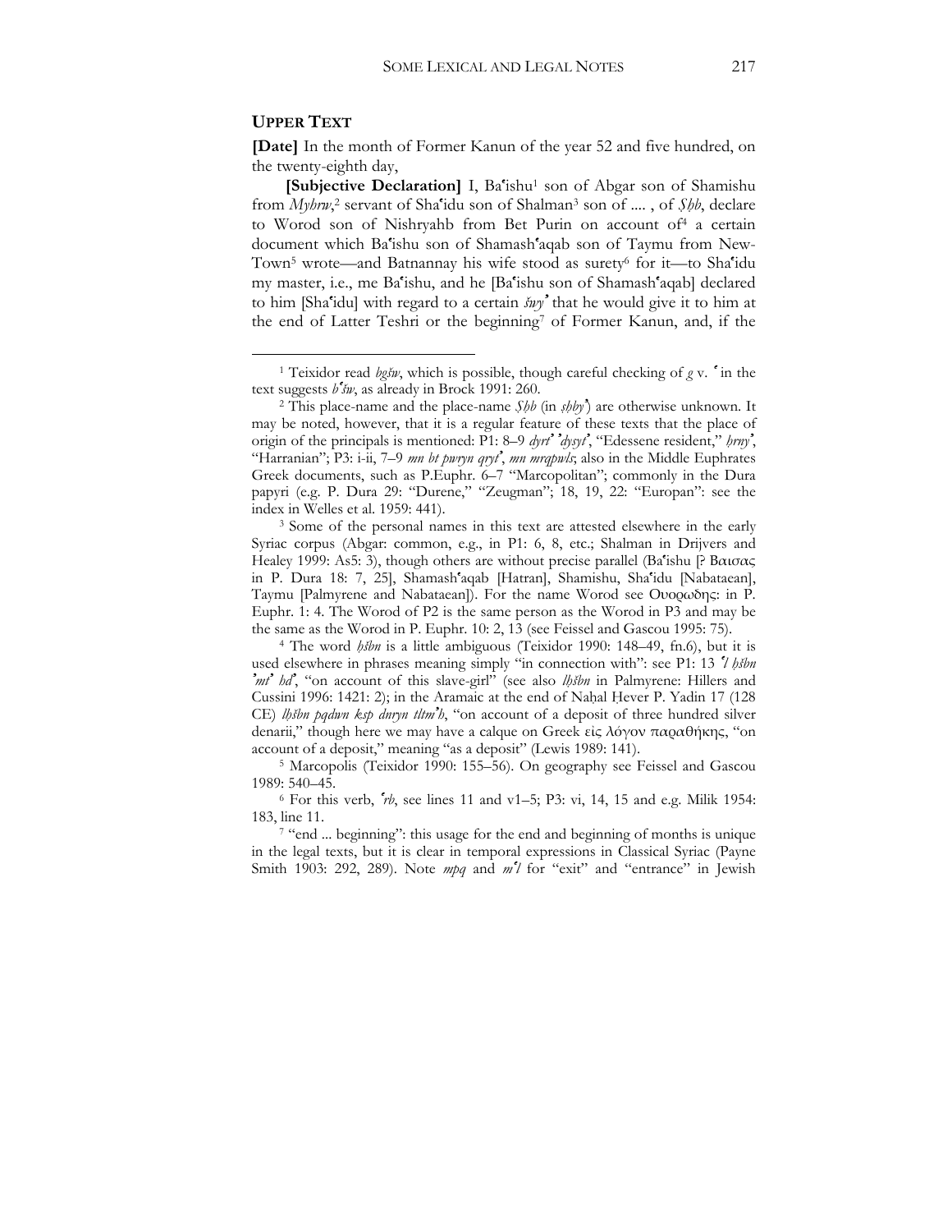## UPPER TEXT

**[Date]** In the month of Former Kanun of the year 52 and five hundred, on the twenty-eighth day,

**[Subjective Declaration]** I, Baʿishu[1] son of Abgar son of Shamishu from *Myhrw*,[2] servant of Shaʿidu son of Shalman[3] son of .... , of *Ṣḥb*, declare to Worod son of Nishryahb from Bet Purin on account of[4] a certain document which Baʿishu son of Shamashʿaqab son of Taymu from New-Town[5] wrote—and Batnannay his wife stood as surety[6] for it—to Shaʿidu my master, i.e., me Baʿishu, and he [Baʿishu son of Shamashʿaqab] declared to him [Shaʿidu] with regard to a certain *šwyʾ* that he would give it to him at the end of Latter Teshri or the beginning[7] of Former Kanun, and, if the

---

[1] Teixidor read *bgšw*, which is possible, though careful checking of *g* v. *ʿ* in the text suggests *bʿšw*, as already in Brock 1991: 260.

[2] This place-name and the place-name *Ṣḥb* (in *ṣḥbyʾ*) are otherwise unknown. It may be noted, however, that it is a regular feature of these texts that the place of origin of the principals is mentioned: P1: 8–9 *dyrtʾ ʾdysytʾ*, "Edessene resident," *ḥrnyʾ*, "Harranian"; P3: i-ii, 7–9 *mn bt pwryn qrytʾ*, *mn mrqpwls*; also in the Middle Euphrates Greek documents, such as P.Euphr. 6–7 "Marcopolitan"; commonly in the Dura papyri (e.g. P. Dura 29: "Durene," "Zeugman"; 18, 19, 22: "Europan": see the index in Welles et al. 1959: 441).

[3] Some of the personal names in this text are attested elsewhere in the early Syriac corpus (Abgar: common, e.g., in P1: 6, 8, etc.; Shalman in Drijvers and Healey 1999: As5: 3), though others are without precise parallel (Baʿishu [? Βαισας in P. Dura 18: 7, 25], Shamashʿaqab [Hatran], Shamishu, Shaʿidu [Nabataean], Taymu [Palmyrene and Nabataean]). For the name Worod see Ουορωδης: in P. Euphr. 1: 4. The Worod of P2 is the same person as the Worod in P3 and may be the same as the Worod in P. Euphr. 10: 2, 13 (see Feissel and Gascou 1995: 75).

[4] The word *ḥšbn* is a little ambiguous (Teixidor 1990: 148–49, fn.6), but it is used elsewhere in phrases meaning simply "in connection with": see P1: 13 *ʿl ḥšbn ʾmtʾ hdʾ*, "on account of this slave-girl" (see also *lḥšbn* in Palmyrene: Hillers and Cussini 1996: 1421: 2); in the Aramaic at the end of Naḥal Ḥever P. Yadin 17 (128 CE) *lḥšbn pqdwn ksp dnryn tltmʾh*, "on account of a deposit of three hundred silver denarii," though here we may have a calque on Greek εἰς λόγον παραθήκης, "on account of a deposit," meaning "as a deposit" (Lewis 1989: 141).

[5] Marcopolis (Teixidor 1990: 155–56). On geography see Feissel and Gascou 1989: 540–45.

[6] For this verb, *ʿrb*, see lines 11 and v1–5; P3: vi, 14, 15 and e.g. Milik 1954: 183, line 11.

[7] "end ... beginning": this usage for the end and beginning of months is unique in the legal texts, but it is clear in temporal expressions in Classical Syriac (Payne Smith 1903: 292, 289). Note *mpq* and *mʿl* for "exit" and "entrance" in Jewish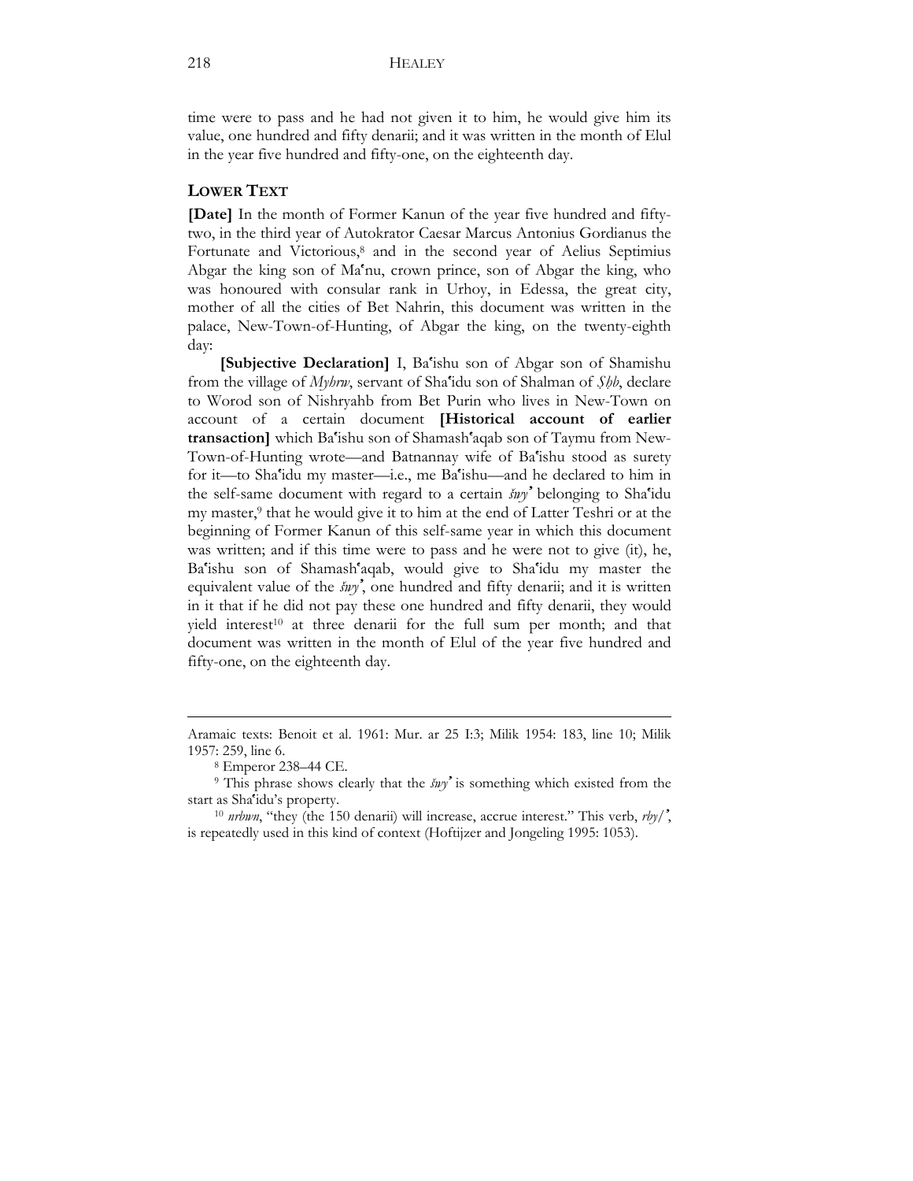time were to pass and he had not given it to him, he would give him its value, one hundred and fifty denarii; and it was written in the month of Elul in the year five hundred and fifty-one, on the eighteenth day.

## LOWER TEXT

**[Date]** In the month of Former Kanun of the year five hundred and fifty-two, in the third year of Autokrator Caesar Marcus Antonius Gordianus the Fortunate and Victorious,[8] and in the second year of Aelius Septimius Abgar the king son of Maʿnu, crown prince, son of Abgar the king, who was honoured with consular rank in Urhoy, in Edessa, the great city, mother of all the cities of Bet Nahrin, this document was written in the palace, New-Town-of-Hunting, of Abgar the king, on the twenty-eighth day:

**[Subjective Declaration]** I, Baʿishu son of Abgar son of Shamishu from the village of *Myhrw*, servant of Shaʿidu son of Shalman of *Ṣḥb*, declare to Worod son of Nishryahb from Bet Purin who lives in New-Town on account of a certain document **[Historical account of earlier transaction]** which Baʿishu son of Shamashʿaqab son of Taymu from New-Town-of-Hunting wrote—and Batnannay wife of Baʿishu stood as surety for it—to Shaʿidu my master—i.e., me Baʿishu—and he declared to him in the self-same document with regard to a certain *šwyʾ* belonging to Shaʿidu my master,[9] that he would give it to him at the end of Latter Teshri or at the beginning of Former Kanun of this self-same year in which this document was written; and if this time were to pass and he were not to give (it), he, Baʿishu son of Shamashʿaqab, would give to Shaʿidu my master the equivalent value of the *šwyʾ*, one hundred and fifty denarii; and it is written in it that if he did not pay these one hundred and fifty denarii, they would yield interest[10] at three denarii for the full sum per month; and that document was written in the month of Elul of the year five hundred and fifty-one, on the eighteenth day.

---

Aramaic texts: Benoit et al. 1961: Mur. ar 25 I:3; Milik 1954: 183, line 10; Milik 1957: 259, line 6.

[8] Emperor 238–44 CE.

[9] This phrase shows clearly that the *šwyʾ* is something which existed from the start as Shaʿidu's property.

[10] *nrbwn*, "they (the 150 denarii) will increase, accrue interest." This verb, *rby*/ʾ, is repeatedly used in this kind of context (Hoftijzer and Jongeling 1995: 1053).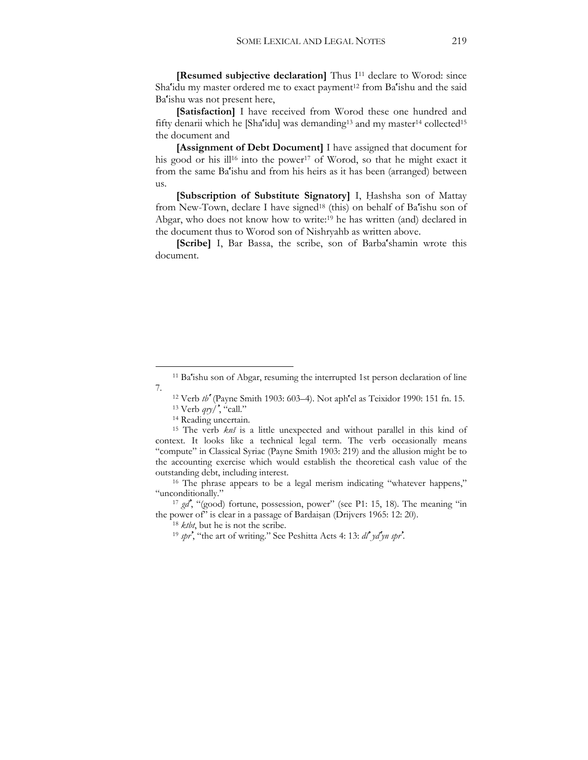**[Resumed subjective declaration]** Thus I[11] declare to Worod: since Shaʿidu my master ordered me to exact payment[12] from Baʿishu and the said Baʿishu was not present here,

**[Satisfaction]** I have received from Worod these one hundred and fifty denarii which he [Shaʿidu] was demanding[13] and my master[14] collected[15] the document and

**[Assignment of Debt Document]** I have assigned that document for his good or his ill[16] into the power[17] of Worod, so that he might exact it from the same Baʿishu and from his heirs as it has been (arranged) between us.

**[Subscription of Substitute Signatory]** I, Ḥashsha son of Mattay from New-Town, declare I have signed[18] (this) on behalf of Baʿishu son of Abgar, who does not know how to write:[19] he has written (and) declared in the document thus to Worod son of Nishryahb as written above.

**[Scribe]** I, Bar Bassa, the scribe, son of Barbaʿshamin wrote this document.

---

[11] Baʿishu son of Abgar, resuming the interrupted 1st person declaration of line 7.

[12] Verb *tbʿ* (Payne Smith 1903: 603–4). Not aphʿel as Teixidor 1990: 151 fn. 15.

[13] Verb *qry/ʾ*, "call."

[14] Reading uncertain.

[15] The verb *knš* is a little unexpected and without parallel in this kind of context. It looks like a technical legal term. The verb occasionally means "compute" in Classical Syriac (Payne Smith 1903: 219) and the allusion might be to the accounting exercise which would establish the theoretical cash value of the outstanding debt, including interest.

[16] The phrase appears to be a legal merism indicating "whatever happens," "unconditionally."

[17] *gdʾ*, "(good) fortune, possession, power" (see P1: 15, 18). The meaning "in the power of" is clear in a passage of Bardaiṣan (Drijvers 1965: 12: 20).

[18] *ktbt*, but he is not the scribe.

[19] *sprʾ*, "the art of writing." See Peshitta Acts 4: 13: *dlʾ ydʿyn sprʾ*.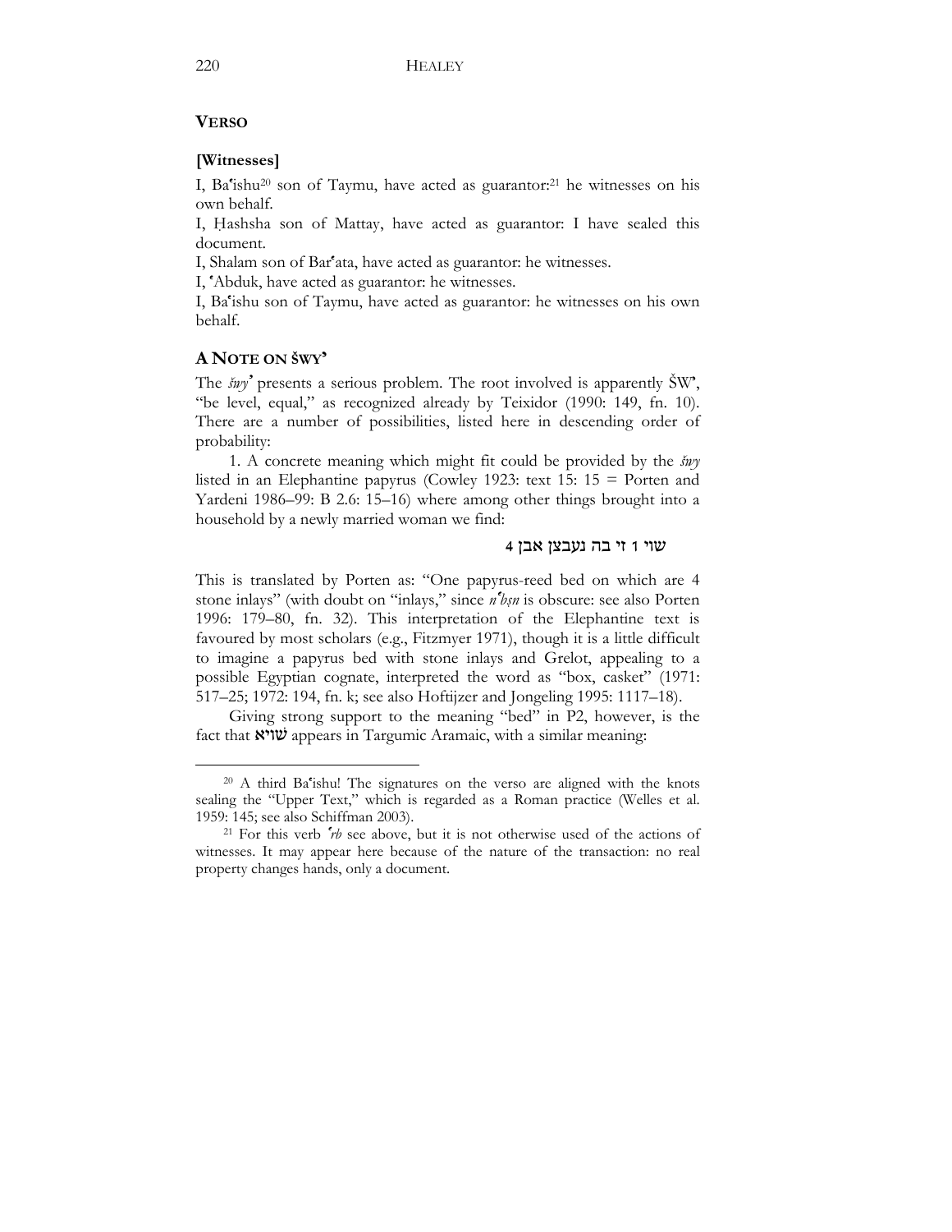## VERSO

### [Witnesses]

I, Baʿishu[20] son of Taymu, have acted as guarantor:[21] he witnesses on his own behalf.

I, Ḥashsha son of Mattay, have acted as guarantor: I have sealed this document.

I, Shalam son of Barʿata, have acted as guarantor: he witnesses.

I, ʿAbduk, have acted as guarantor: he witnesses.

I, Baʿishu son of Taymu, have acted as guarantor: he witnesses on his own behalf.

## A NOTE ON ŠWYʾ

The *šwyʾ* presents a serious problem. The root involved is apparently ŠWʾ, "be level, equal," as recognized already by Teixidor (1990: 149, fn. 10). There are a number of possibilities, listed here in descending order of probability:

1. A concrete meaning which might fit could be provided by the *šwy* listed in an Elephantine papyrus (Cowley 1923: text 15: 15 = Porten and Yardeni 1986–99: B 2.6: 15–16) where among other things brought into a household by a newly married woman we find:

שוי 1 זי בה נעבצן אבן 4

This is translated by Porten as: "One papyrus-reed bed on which are 4 stone inlays" (with doubt on "inlays," since *nʿbṣn* is obscure: see also Porten 1996: 179–80, fn. 32). This interpretation of the Elephantine text is favoured by most scholars (e.g., Fitzmyer 1971), though it is a little difficult to imagine a papyrus bed with stone inlays and Grelot, appealing to a possible Egyptian cognate, interpreted the word as "box, casket" (1971: 517–25; 1972: 194, fn. k; see also Hoftijzer and Jongeling 1995: 1117–18).

Giving strong support to the meaning "bed" in P2, however, is the fact that שׁויא appears in Targumic Aramaic, with a similar meaning:

---

[20] A third Baʿishu! The signatures on the verso are aligned with the knots sealing the "Upper Text," which is regarded as a Roman practice (Welles et al. 1959: 145; see also Schiffman 2003).

[21] For this verb *ʿrb* see above, but it is not otherwise used of the actions of witnesses. It may appear here because of the nature of the transaction: no real property changes hands, only a document.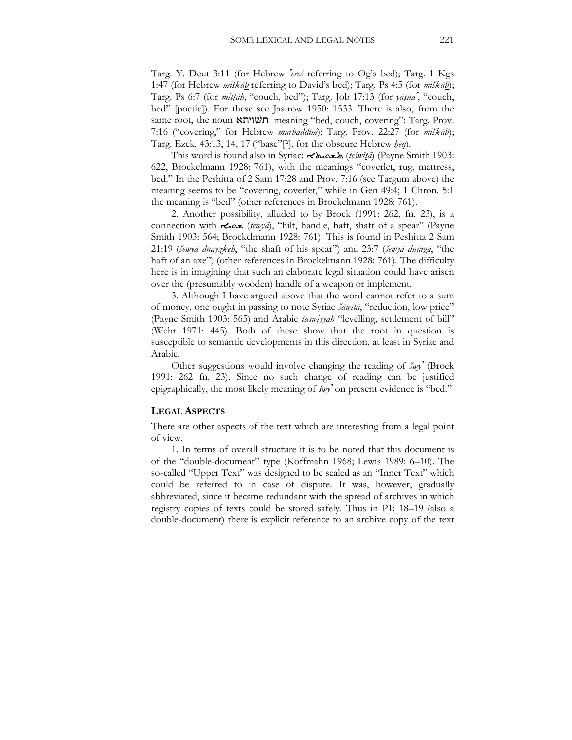Targ. Y. Deut 3:11 (for Hebrew *ʿereś* referring to Og's bed); Targ. 1 Kgs 1:47 (for Hebrew *miškāḇ* referring to David's bed); Targ. Ps 4:5 (for *miškāḇ*); Targ. Ps 6:7 (for *miṭṭāh*, "couch, bed"); Targ. Job 17:13 (for *yāṣūaʿ*, "couch, bed" [poetic]). For these see Jastrow 1950: 1533. There is also, from the same root, the noun תשויתא meaning "bed, couch, covering": Targ. Prov. 7:16 ("covering," for Hebrew *marbaddīm*); Targ. Prov. 22:27 (for *miškāḇ*); Targ. Ezek. 43:13, 14, 17 ("base"[?], for the obscure Hebrew *ḥēq*).

This word is found also in Syriac: ܬܫܘܝܬܐ (*teświṯā*) (Payne Smith 1903: 622, Brockelmann 1928: 761), with the meanings "coverlet, rug, mattress, bed." In the Peshitta of 2 Sam 17:28 and Prov. 7:16 (see Targum above) the meaning seems to be "covering, coverlet," while in Gen 49:4; 1 Chron. 5:1 the meaning is "bed" (other references in Brockelmann 1928: 761).

2. Another possibility, alluded to by Brock (1991: 262, fn. 23), is a connection with ܫܘܝܐ (*šewyā*), "hilt, handle, haft, shaft of a spear" (Payne Smith 1903: 564; Brockelmann 1928: 761). This is found in Peshitta 2 Sam 21:19 (*šewyā dnayzkeh*, "the shaft of his spear") and 23:7 (*šewyā dnārgā*, "the haft of an axe") (other references in Brockelmann 1928: 761). The difficulty here is in imagining that such an elaborate legal situation could have arisen over the (presumably wooden) handle of a weapon or implement.

3. Although I have argued above that the word cannot refer to a sum of money, one ought in passing to note Syriac *šāwīṭā*, "reduction, low price" (Payne Smith 1903: 565) and Arabic *taswiyyah* "levelling, settlement of bill" (Wehr 1971: 445). Both of these show that the root in question is susceptible to semantic developments in this direction, at least in Syriac and Arabic.

Other suggestions would involve changing the reading of *šwyʾ* (Brock 1991: 262 fn. 23). Since no such change of reading can be justified epigraphically, the most likely meaning of *šwyʾ* on present evidence is "bed."

## Legal Aspects

There are other aspects of the text which are interesting from a legal point of view.

1. In terms of overall structure it is to be noted that this document is of the "double-document" type (Koffmahn 1968; Lewis 1989: 6–10). The so-called "Upper Text" was designed to be sealed as an "Inner Text" which could be referred to in case of dispute. It was, however, gradually abbreviated, since it became redundant with the spread of archives in which registry copies of texts could be stored safely. Thus in P1: 18–19 (also a double-document) there is explicit reference to an archive copy of the text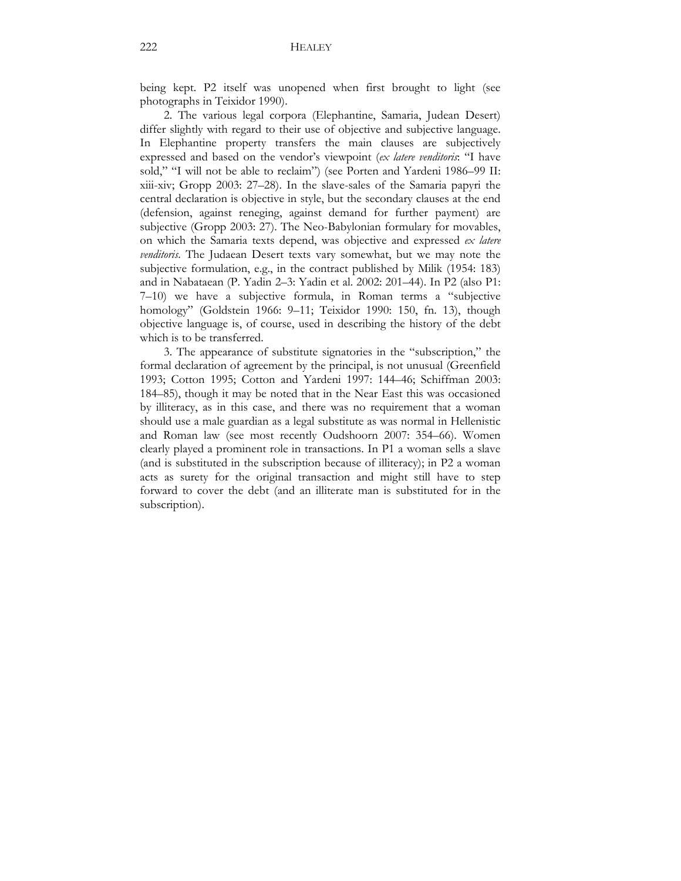being kept. P2 itself was unopened when first brought to light (see photographs in Teixidor 1990).

2. The various legal corpora (Elephantine, Samaria, Judean Desert) differ slightly with regard to their use of objective and subjective language. In Elephantine property transfers the main clauses are subjectively expressed and based on the vendor's viewpoint (*ex latere venditoris*: "I have sold," "I will not be able to reclaim") (see Porten and Yardeni 1986–99 II: xiii-xiv; Gropp 2003: 27–28). In the slave-sales of the Samaria papyri the central declaration is objective in style, but the secondary clauses at the end (defension, against reneging, against demand for further payment) are subjective (Gropp 2003: 27). The Neo-Babylonian formulary for movables, on which the Samaria texts depend, was objective and expressed *ex latere venditoris*. The Judaean Desert texts vary somewhat, but we may note the subjective formulation, e.g., in the contract published by Milik (1954: 183) and in Nabataean (P. Yadin 2–3: Yadin et al. 2002: 201–44). In P2 (also P1: 7–10) we have a subjective formula, in Roman terms a "subjective homology" (Goldstein 1966: 9–11; Teixidor 1990: 150, fn. 13), though objective language is, of course, used in describing the history of the debt which is to be transferred.

3. The appearance of substitute signatories in the "subscription," the formal declaration of agreement by the principal, is not unusual (Greenfield 1993; Cotton 1995; Cotton and Yardeni 1997: 144–46; Schiffman 2003: 184–85), though it may be noted that in the Near East this was occasioned by illiteracy, as in this case, and there was no requirement that a woman should use a male guardian as a legal substitute as was normal in Hellenistic and Roman law (see most recently Oudshoorn 2007: 354–66). Women clearly played a prominent role in transactions. In P1 a woman sells a slave (and is substituted in the subscription because of illiteracy); in P2 a woman acts as surety for the original transaction and might still have to step forward to cover the debt (and an illiterate man is substituted for in the subscription).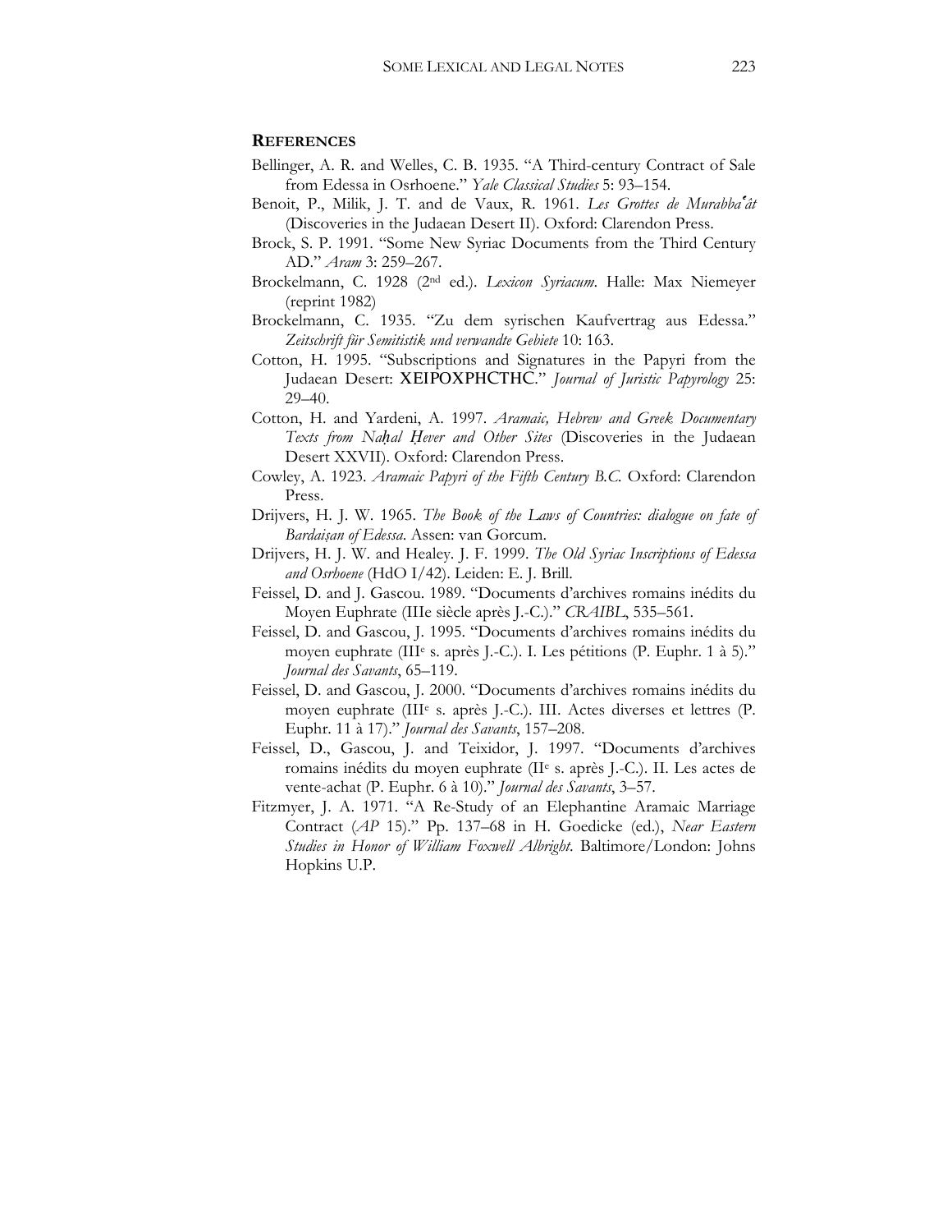## REFERENCES

Bellinger, A. R. and Welles, C. B. 1935. "A Third-century Contract of Sale from Edessa in Osrhoene." *Yale Classical Studies* 5: 93–154.

Benoit, P., Milik, J. T. and de Vaux, R. 1961. *Les Grottes de Murabbaʿât* (Discoveries in the Judaean Desert II). Oxford: Clarendon Press.

Brock, S. P. 1991. "Some New Syriac Documents from the Third Century AD." *Aram* 3: 259–267.

Brockelmann, C. 1928 (2nd ed.). *Lexicon Syriacum*. Halle: Max Niemeyer (reprint 1982)

Brockelmann, C. 1935. "Zu dem syrischen Kaufvertrag aus Edessa." *Zeitschrift für Semitistik und verwandte Gebiete* 10: 163.

Cotton, H. 1995. "Subscriptions and Signatures in the Papyri from the Judaean Desert: XEIPOXPHCTHC." *Journal of Juristic Papyrology* 25: 29–40.

Cotton, H. and Yardeni, A. 1997. *Aramaic, Hebrew and Greek Documentary Texts from Naḥal Ḥever and Other Sites* (Discoveries in the Judaean Desert XXVII). Oxford: Clarendon Press.

Cowley, A. 1923. *Aramaic Papyri of the Fifth Century B.C.* Oxford: Clarendon Press.

Drijvers, H. J. W. 1965. *The Book of the Laws of Countries: dialogue on fate of Bardaiṣan of Edessa*. Assen: van Gorcum.

Drijvers, H. J. W. and Healey. J. F. 1999. *The Old Syriac Inscriptions of Edessa and Osrhoene* (HdO I/42). Leiden: E. J. Brill.

Feissel, D. and J. Gascou. 1989. "Documents d'archives romains inédits du Moyen Euphrate (IIIe siècle après J.-C.)." *CRAIBL*, 535–561.

Feissel, D. and Gascou, J. 1995. "Documents d'archives romains inédits du moyen euphrate (IIIe s. après J.-C.). I. Les pétitions (P. Euphr. 1 à 5)." *Journal des Savants*, 65–119.

Feissel, D. and Gascou, J. 2000. "Documents d'archives romains inédits du moyen euphrate (IIIe s. après J.-C.). III. Actes diverses et lettres (P. Euphr. 11 à 17)." *Journal des Savants*, 157–208.

Feissel, D., Gascou, J. and Teixidor, J. 1997. "Documents d'archives romains inédits du moyen euphrate (IIe s. après J.-C.). II. Les actes de vente-achat (P. Euphr. 6 à 10)." *Journal des Savants*, 3–57.

Fitzmyer, J. A. 1971. "A Re-Study of an Elephantine Aramaic Marriage Contract (*AP* 15)." Pp. 137–68 in H. Goedicke (ed.), *Near Eastern Studies in Honor of William Foxwell Albright*. Baltimore/London: Johns Hopkins U.P.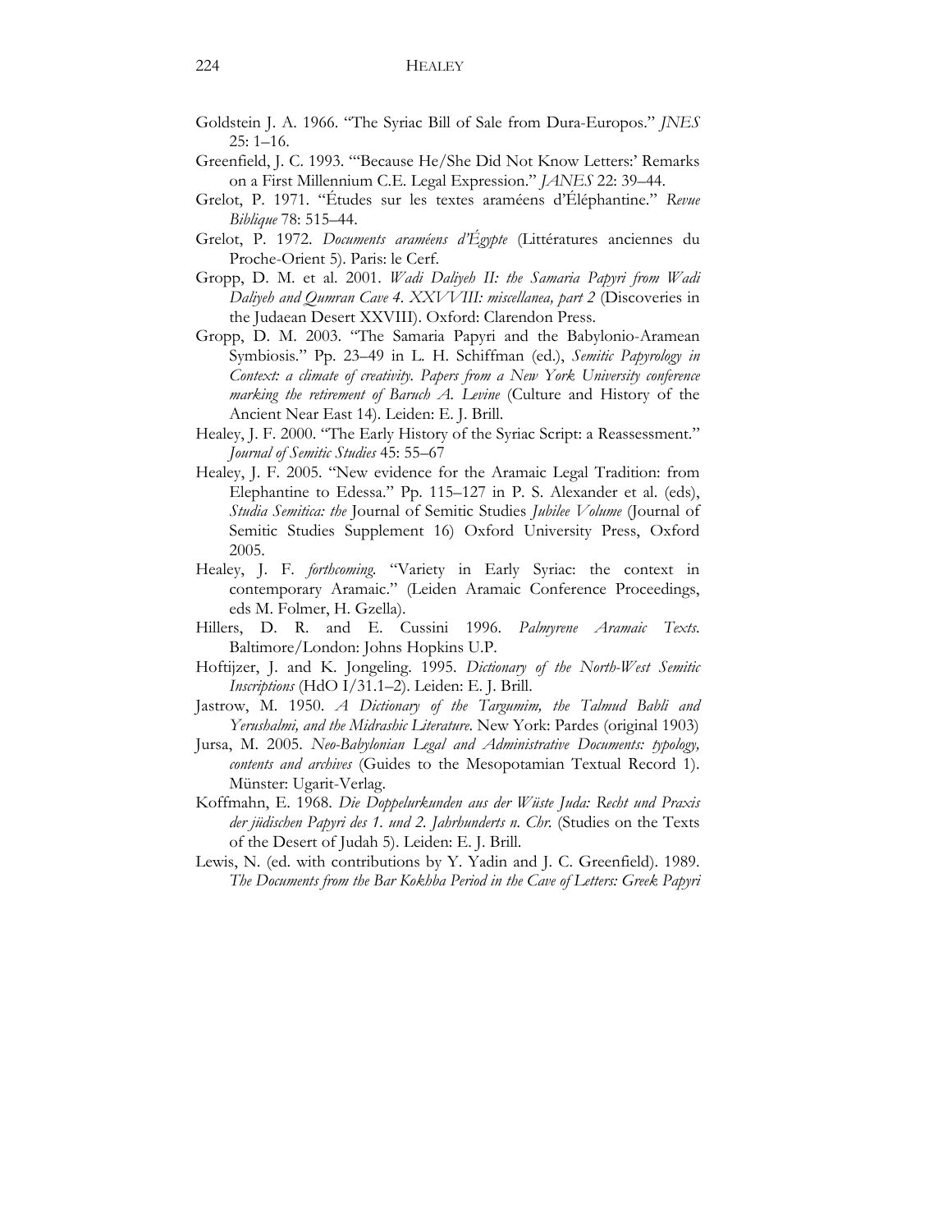Goldstein J. A. 1966. "The Syriac Bill of Sale from Dura-Europos." *JNES* 25: 1–16.

Greenfield, J. C. 1993. "'Because He/She Did Not Know Letters:' Remarks on a First Millennium C.E. Legal Expression." *JANES* 22: 39–44.

Grelot, P. 1971. "Études sur les textes araméens d'Éléphantine." *Revue Biblique* 78: 515–44.

Grelot, P. 1972. *Documents araméens d'Égypte* (Littératures anciennes du Proche-Orient 5). Paris: le Cerf.

Gropp, D. M. et al. 2001. *Wadi Daliyeh II: the Samaria Papyri from Wadi Daliyeh and Qumran Cave 4. XXVVIII: miscellanea, part 2* (Discoveries in the Judaean Desert XXVIII). Oxford: Clarendon Press.

Gropp, D. M. 2003. "The Samaria Papyri and the Babylonio-Aramean Symbiosis." Pp. 23–49 in L. H. Schiffman (ed.), *Semitic Papyrology in Context: a climate of creativity. Papers from a New York University conference marking the retirement of Baruch A. Levine* (Culture and History of the Ancient Near East 14). Leiden: E. J. Brill.

Healey, J. F. 2000. "The Early History of the Syriac Script: a Reassessment." *Journal of Semitic Studies* 45: 55–67

Healey, J. F. 2005. "New evidence for the Aramaic Legal Tradition: from Elephantine to Edessa." Pp. 115–127 in P. S. Alexander et al. (eds), *Studia Semitica: the* Journal of Semitic Studies *Jubilee Volume* (Journal of Semitic Studies Supplement 16) Oxford University Press, Oxford 2005.

Healey, J. F. *forthcoming*. "Variety in Early Syriac: the context in contemporary Aramaic." (Leiden Aramaic Conference Proceedings, eds M. Folmer, H. Gzella).

Hillers, D. R. and E. Cussini 1996. *Palmyrene Aramaic Texts*. Baltimore/London: Johns Hopkins U.P.

Hoftijzer, J. and K. Jongeling. 1995. *Dictionary of the North-West Semitic Inscriptions* (HdO I/31.1–2). Leiden: E. J. Brill.

Jastrow, M. 1950. *A Dictionary of the Targumim, the Talmud Babli and Yerushalmi, and the Midrashic Literature*. New York: Pardes (original 1903)

Jursa, M. 2005. *Neo-Babylonian Legal and Administrative Documents: typology, contents and archives* (Guides to the Mesopotamian Textual Record 1). Münster: Ugarit-Verlag.

Koffmahn, E. 1968. *Die Doppelurkunden aus der Wüste Juda: Recht und Praxis der jüdischen Papyri des 1. und 2. Jahrhunderts n. Chr.* (Studies on the Texts of the Desert of Judah 5). Leiden: E. J. Brill.

Lewis, N. (ed. with contributions by Y. Yadin and J. C. Greenfield). 1989. *The Documents from the Bar Kokhba Period in the Cave of Letters: Greek Papyri*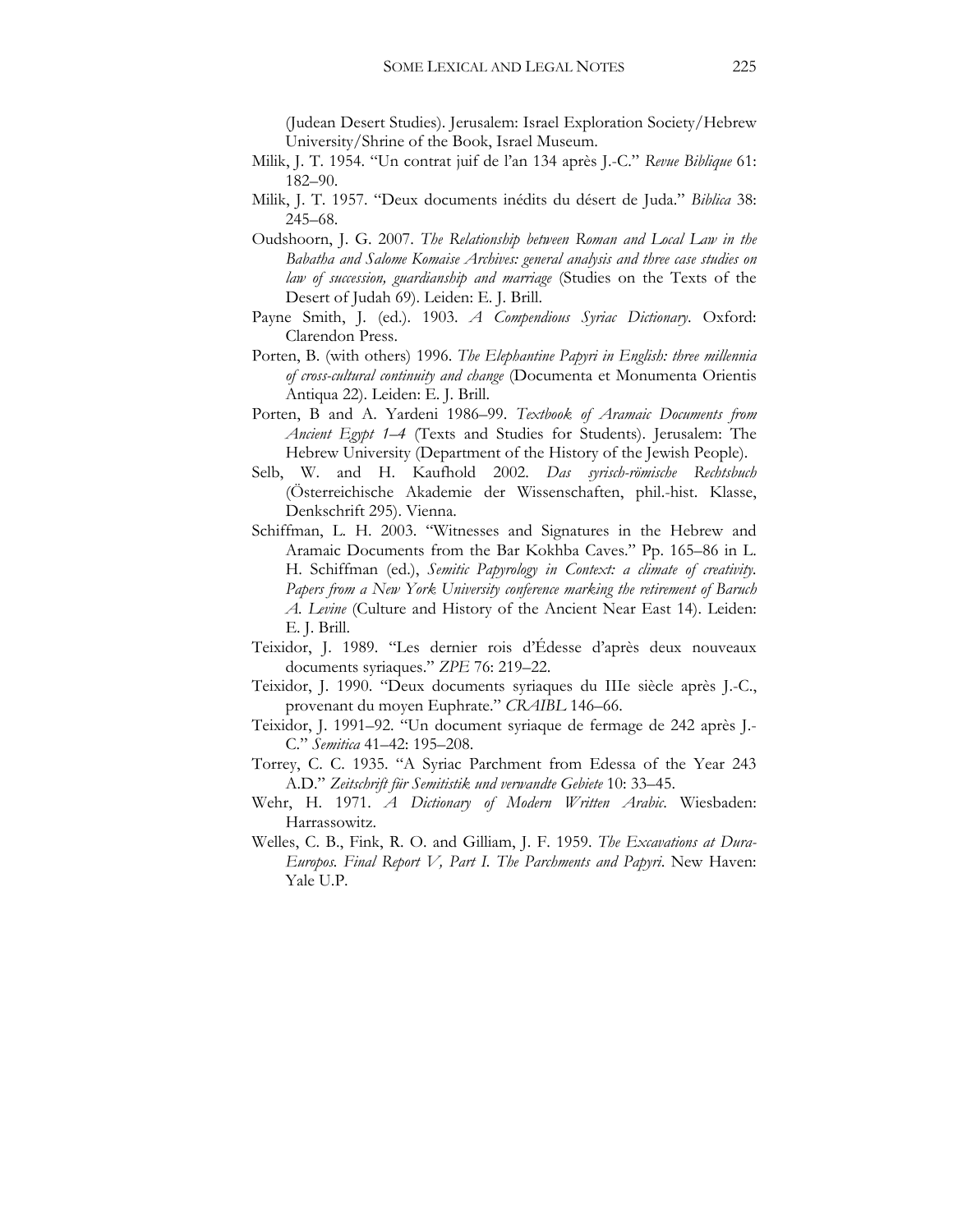(Judean Desert Studies). Jerusalem: Israel Exploration Society/Hebrew University/Shrine of the Book, Israel Museum.

Milik, J. T. 1954. "Un contrat juif de l'an 134 après J.-C." *Revue Biblique* 61: 182–90.

Milik, J. T. 1957. "Deux documents inédits du désert de Juda." *Biblica* 38: 245–68.

Oudshoorn, J. G. 2007. *The Relationship between Roman and Local Law in the Babatha and Salome Komaise Archives: general analysis and three case studies on law of succession, guardianship and marriage* (Studies on the Texts of the Desert of Judah 69). Leiden: E. J. Brill.

Payne Smith, J. (ed.). 1903. *A Compendious Syriac Dictionary*. Oxford: Clarendon Press.

Porten, B. (with others) 1996. *The Elephantine Papyri in English: three millennia of cross-cultural continuity and change* (Documenta et Monumenta Orientis Antiqua 22). Leiden: E. J. Brill.

Porten, B and A. Yardeni 1986–99. *Textbook of Aramaic Documents from Ancient Egypt 1–4* (Texts and Studies for Students). Jerusalem: The Hebrew University (Department of the History of the Jewish People).

Selb, W. and H. Kaufhold 2002. *Das syrisch-römische Rechtsbuch* (Österreichische Akademie der Wissenschaften, phil.-hist. Klasse, Denkschrift 295). Vienna.

Schiffman, L. H. 2003. "Witnesses and Signatures in the Hebrew and Aramaic Documents from the Bar Kokhba Caves." Pp. 165–86 in L. H. Schiffman (ed.), *Semitic Papyrology in Context: a climate of creativity. Papers from a New York University conference marking the retirement of Baruch A. Levine* (Culture and History of the Ancient Near East 14). Leiden: E. J. Brill.

Teixidor, J. 1989. "Les dernier rois d'Édesse d'après deux nouveaux documents syriaques." *ZPE* 76: 219–22.

Teixidor, J. 1990. "Deux documents syriaques du IIIe siècle après J.-C., provenant du moyen Euphrate." *CRAIBL* 146–66.

Teixidor, J. 1991–92. "Un document syriaque de fermage de 242 après J.-C." *Semitica* 41–42: 195–208.

Torrey, C. C. 1935. "A Syriac Parchment from Edessa of the Year 243 A.D." *Zeitschrift für Semitistik und verwandte Gebiete* 10: 33–45.

Wehr, H. 1971. *A Dictionary of Modern Written Arabic*. Wiesbaden: Harrassowitz.

Welles, C. B., Fink, R. O. and Gilliam, J. F. 1959. *The Excavations at Dura-Europos. Final Report V, Part I. The Parchments and Papyri*. New Haven: Yale U.P.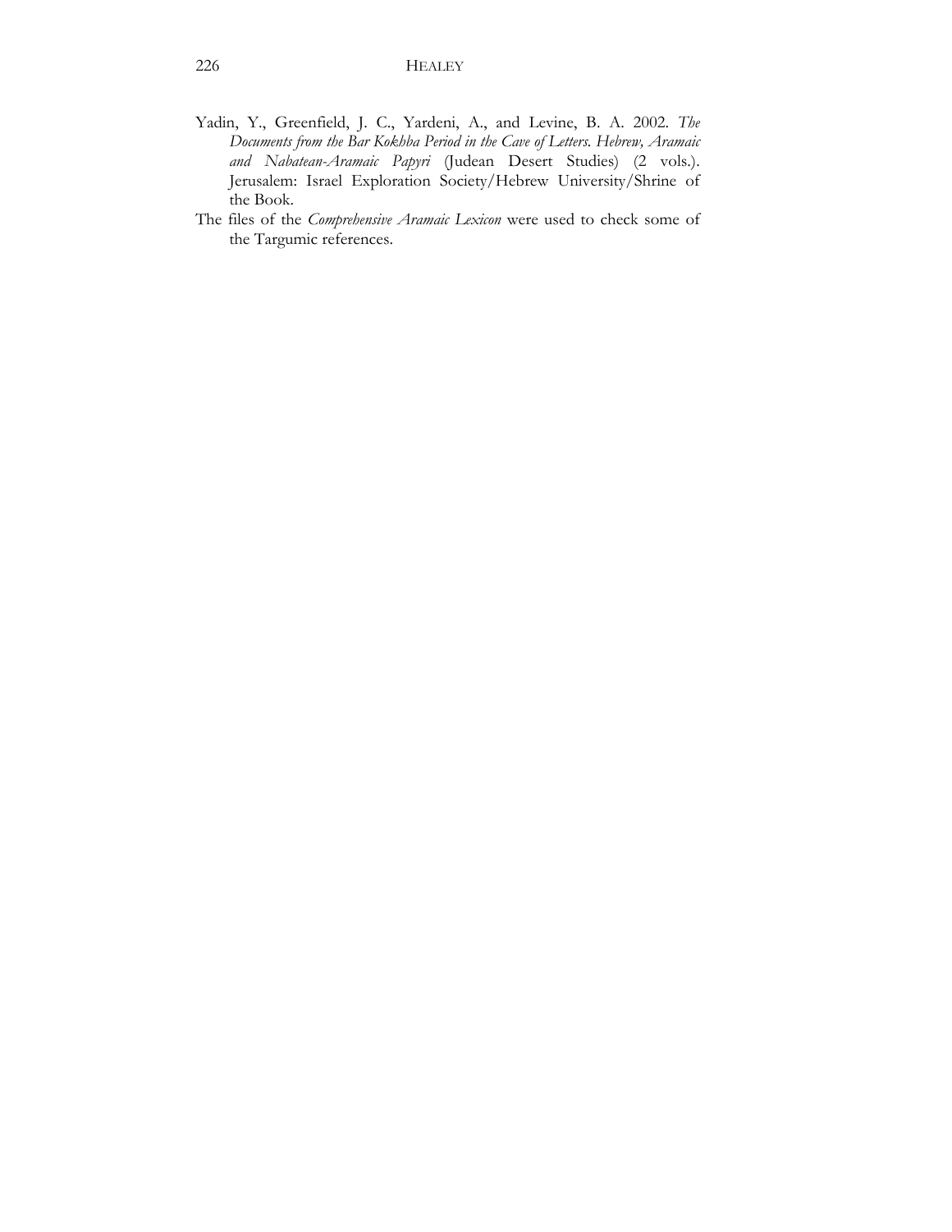Yadin, Y., Greenfield, J. C., Yardeni, A., and Levine, B. A. 2002. *The Documents from the Bar Kokhba Period in the Cave of Letters. Hebrew, Aramaic and Nabatean-Aramaic Papyri* (Judean Desert Studies) (2 vols.). Jerusalem: Israel Exploration Society/Hebrew University/Shrine of the Book.

The files of the *Comprehensive Aramaic Lexicon* were used to check some of the Targumic references.